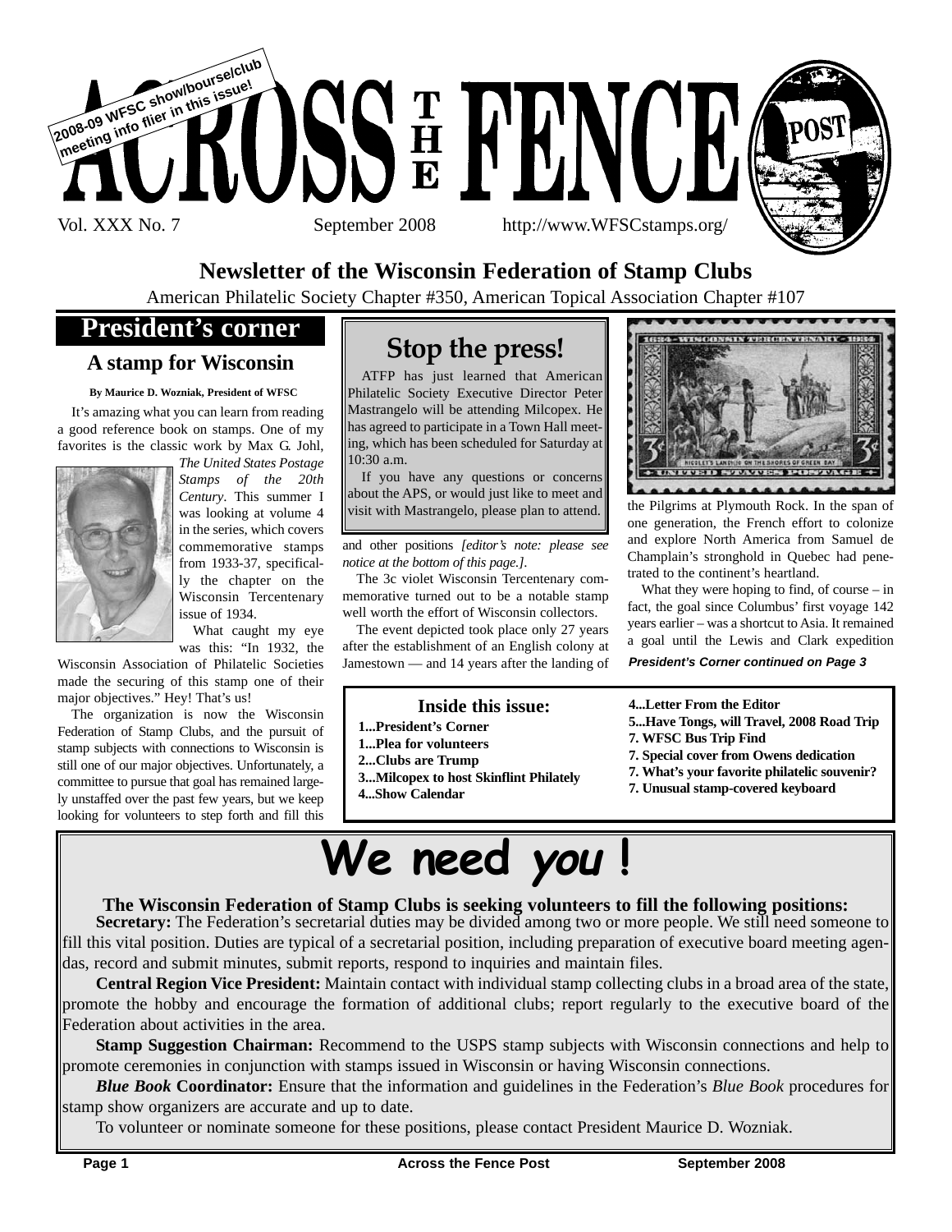# ACROSS THE FENCE POST

2008-09 WFSC show/bourse/club meeting info flier in this issue!

Vol. XXX No. 7 September 2008 http://www.WFSCstamps.org/

## Newsletter of the Wisconsin Federation of Stamp Clubs

American Philatelic Society Chapter #350, American Topical Association Chapter #107

## President's corner

### A stamp for Wisconsin

**By Maurice D. Wozniak, President of WFSC**

It's amazing what you can learn from reading a good reference book on stamps. One of my favorites is the classic work by Max G. Johl, *The United States Postage Stamps of the 20th Century*. This summer I was looking at volume 4 in the series, which covers commemorative stamps from 1933-37, specifically the chapter on the Wisconsin Tercentenary issue of 1934.

What caught my eye was this: "In 1932, the Wisconsin Association of Philatelic Societies made the securing of this stamp one of their major objectives." Hey! That's us!

The organization is now the Wisconsin Federation of Stamp Clubs, and the pursuit of stamp subjects with connections to Wisconsin is still one of our major objectives. Unfortunately, a committee to pursue that goal has remained largely unstaffed over the past few years, but we keep looking for volunteers to step forth and fill this and other positions *[editor's note: please see notice at the bottom of this page.]*.

The 3c violet Wisconsin Tercentenary commemorative turned out to be a notable stamp well worth the effort of Wisconsin collectors.

The event depicted took place only 27 years after the establishment of an English colony at Jamestown — and 14 years after the landing of the Pilgrims at Plymouth Rock. In the span of one generation, the French effort to colonize and explore North America from Samuel de Champlain's stronghold in Quebec had penetrated to the continent's heartland.

What they were hoping to find, of course – in fact, the goal since Columbus' first voyage 142 years earlier – was a shortcut to Asia. It remained a goal until the Lewis and Clark expedition

***President's Corner continued on Page 3***

## Stop the press!

ATFP has just learned that American Philatelic Society Executive Director Peter Mastrangelo will be attending Milcopex. He has agreed to participate in a Town Hall meeting, which has been scheduled for Saturday at 10:30 a.m.

If you have any questions or concerns about the APS, or would just like to meet and visit with Mastrangelo, please plan to attend.

### Inside this issue:

- **1...President's Corner**
- **1...Plea for volunteers**
- **2...Clubs are Trump**
- **3...Milcopex to host Skinflint Philately**
- **4...Show Calendar**
- **4...Letter From the Editor**
- **5...Have Tongs, will Travel, 2008 Road Trip**
- **7. WFSC Bus Trip Find**
- **7. Special cover from Owens dedication**
- **7. What's your favorite philatelic souvenir?**
- **7. Unusual stamp-covered keyboard**

## We need *you* !

**The Wisconsin Federation of Stamp Clubs is seeking volunteers to fill the following positions:**

**Secretary:** The Federation's secretarial duties may be divided among two or more people. We still need someone to fill this vital position. Duties are typical of a secretarial position, including preparation of executive board meeting agendas, record and submit minutes, submit reports, respond to inquiries and maintain files.

**Central Region Vice President:** Maintain contact with individual stamp collecting clubs in a broad area of the state, promote the hobby and encourage the formation of additional clubs; report regularly to the executive board of the Federation about activities in the area.

**Stamp Suggestion Chairman:** Recommend to the USPS stamp subjects with Wisconsin connections and help to promote ceremonies in conjunction with stamps issued in Wisconsin or having Wisconsin connections.

***Blue Book* Coordinator:** Ensure that the information and guidelines in the Federation's *Blue Book* procedures for stamp show organizers are accurate and up to date.

To volunteer or nominate someone for these positions, please contact President Maurice D. Wozniak.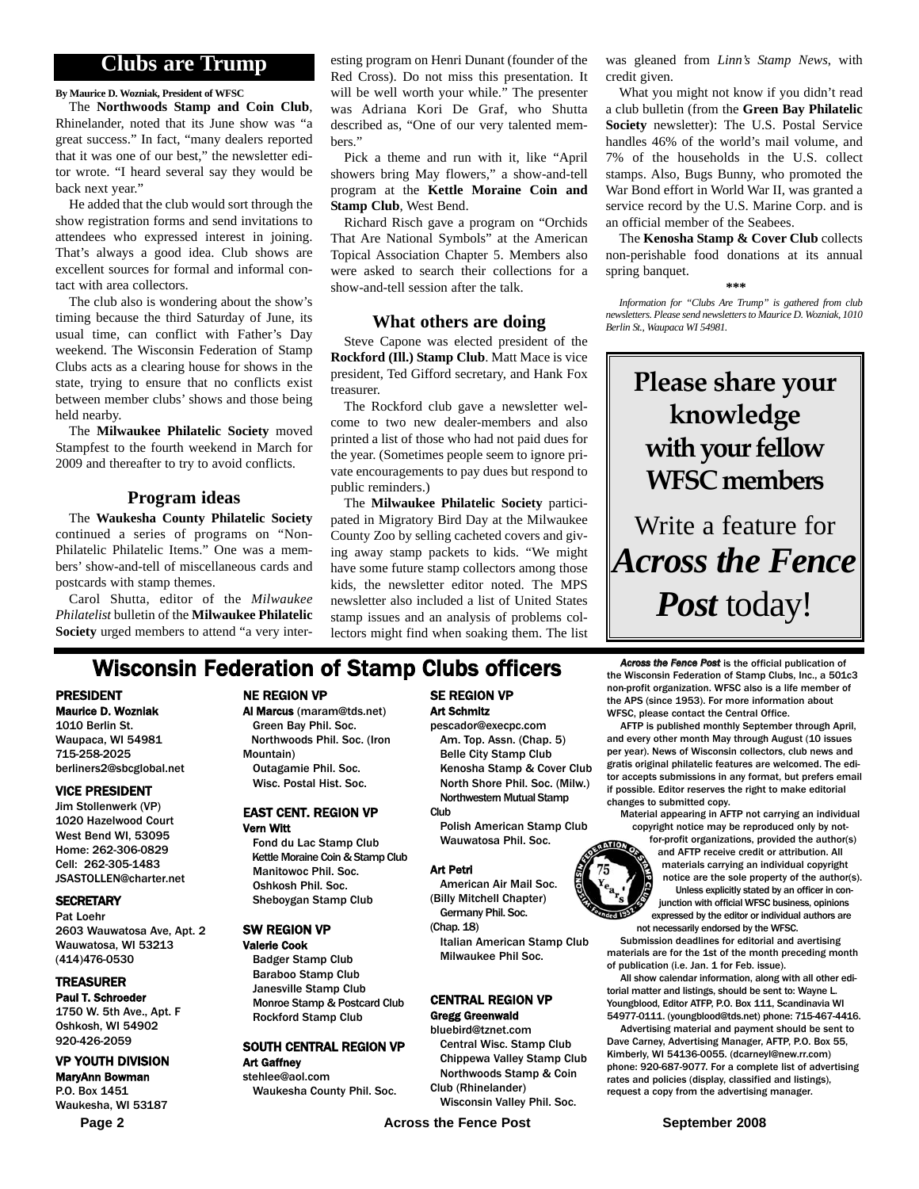# Clubs are Trump

**By Maurice D. Wozniak, President of WFSC**

The **Northwoods Stamp and Coin Club**, Rhinelander, noted that its June show was "a great success." In fact, "many dealers reported that it was one of our best," the newsletter editor wrote. "I heard several say they would be back next year."

He added that the club would sort through the show registration forms and send invitations to attendees who expressed interest in joining. That's always a good idea. Club shows are excellent sources for formal and informal contact with area collectors.

The club also is wondering about the show's timing because the third Saturday of June, its usual time, can conflict with Father's Day weekend. The Wisconsin Federation of Stamp Clubs acts as a clearing house for shows in the state, trying to ensure that no conflicts exist between member clubs' shows and those being held nearby.

The **Milwaukee Philatelic Society** moved Stampfest to the fourth weekend in March for 2009 and thereafter to try to avoid conflicts.

## Program ideas

The **Waukesha County Philatelic Society** continued a series of programs on "Non-Philatelic Philatelic Items." One was a members' show-and-tell of miscellaneous cards and postcards with stamp themes.

Carol Shutta, editor of the *Milwaukee Philatelist* bulletin of the **Milwaukee Philatelic Society** urged members to attend "a very interesting program on Henri Dunant (founder of the Red Cross). Do not miss this presentation. It will be well worth your while." The presenter was Adriana Kori De Graf, who Shutta described as, "One of our very talented members."

Pick a theme and run with it, like "April showers bring May flowers," a show-and-tell program at the **Kettle Moraine Coin and Stamp Club**, West Bend.

Richard Risch gave a program on "Orchids That Are National Symbols" at the American Topical Association Chapter 5. Members also were asked to search their collections for a show-and-tell session after the talk.

## What others are doing

Steve Capone was elected president of the **Rockford (Ill.) Stamp Club**. Matt Mace is vice president, Ted Gifford secretary, and Hank Fox treasurer.

The Rockford club gave a newsletter welcome to two new dealer-members and also printed a list of those who had not paid dues for the year. (Sometimes people seem to ignore private encouragements to pay dues but respond to public reminders.)

The **Milwaukee Philatelic Society** participated in Migratory Bird Day at the Milwaukee County Zoo by selling cacheted covers and giving away stamp packets to kids. "We might have some future stamp collectors among those kids, the newsletter editor noted. The MPS newsletter also included a list of United States stamp issues and an analysis of problems collectors might find when soaking them. The list was gleaned from *Linn's Stamp News*, with credit given.

What you might not know if you didn't read a club bulletin (from the **Green Bay Philatelic Society** newsletter): The U.S. Postal Service handles 46% of the world's mail volume, and 7% of the households in the U.S. collect stamps. Also, Bugs Bunny, who promoted the War Bond effort in World War II, was granted a service record by the U.S. Marine Corp. and is an official member of the Seabees.

The **Kenosha Stamp & Cover Club** collects non-perishable food donations at its annual spring banquet.

\*\*\*

*Information for "Clubs Are Trump" is gathered from club newsletters. Please send newsletters to Maurice D. Wozniak, 1010 Berlin St., Waupaca WI 54981.*

**Please share your knowledge with your fellow WFSC members**

Write a feature for ***Across the Fence Post*** today!

# Wisconsin Federation of Stamp Clubs officers

**PRESIDENT**
**Maurice D. Wozniak**
1010 Berlin St.
Waupaca, WI 54981
715-258-2025
berliners2@sbcglobal.net

**VICE PRESIDENT**
Jim Stollenwerk (VP)
1020 Hazelwood Court
West Bend WI, 53095
Home: 262-306-0829
Cell: 262-305-1483
JSASTOLLEN@charter.net

**SECRETARY**
Pat Loehr
2603 Wauwatosa Ave, Apt. 2
Wauwatosa, WI 53213
(414)476-0530

**TREASURER**
**Paul T. Schroeder**
1750 W. 5th Ave., Apt. F
Oshkosh, WI 54902
920-426-2059

**VP YOUTH DIVISION**
**MaryAnn Bowman**
P.O. Box 1451
Waukesha, WI 53187

**NE REGION VP**
**Al Marcus** (maram@tds.net)
Green Bay Phil. Soc.
Northwoods Phil. Soc. (Iron Mountain)
Outagamie Phil. Soc.
Wisc. Postal Hist. Soc.

**EAST CENT. REGION VP**
**Vern Witt**
Fond du Lac Stamp Club
Kettle Moraine Coin & Stamp Club
Manitowoc Phil. Soc.
Oshkosh Phil. Soc.
Sheboygan Stamp Club

**SW REGION VP**
**Valerie Cook**
Badger Stamp Club
Baraboo Stamp Club
Janesville Stamp Club
Monroe Stamp & Postcard Club
Rockford Stamp Club

**SOUTH CENTRAL REGION VP**
**Art Gaffney**
stehlee@aol.com
Waukesha County Phil. Soc.

**SE REGION VP**
**Art Schmitz**
pescador@execpc.com
Am. Top. Assn. (Chap. 5)
Belle City Stamp Club
Kenosha Stamp & Cover Club
North Shore Phil. Soc. (Milw.)
Northwestern Mutual Stamp Club
Polish American Stamp Club
Wauwatosa Phil. Soc.

**Art Petri**
American Air Mail Soc. (Billy Mitchell Chapter)
Germany Phil. Soc. (Chap. 18)
Italian American Stamp Club
Milwaukee Phil Soc.

**CENTRAL REGION VP**
**Gregg Greenwald**
bluebird@tznet.com
Central Wisc. Stamp Club
Chippewa Valley Stamp Club
Northwoods Stamp & Coin Club (Rhinelander)
Wisconsin Valley Phil. Soc.

***Across the Fence Post*** is the official publication of the Wisconsin Federation of Stamp Clubs, Inc., a 501c3 non-profit organization. WFSC also is a life member of the APS (since 1953). For more information about WFSC, please contact the Central Office.

AFTP is published monthly September through April, and every other month May through August (10 issues per year). News of Wisconsin collectors, club news and gratis original philatelic features are welcomed. The editor accepts submissions in any format, but prefers email if possible. Editor reserves the right to make editorial changes to submitted copy.

Material appearing in AFTP not carrying an individual copyright notice may be reproduced only by not-for-profit organizations, provided the author(s) and AFTP receive credit or attribution. All materials carrying an individual copyright notice are the sole property of the author(s). Unless explicitly stated by an officer in conjunction with official WFSC business, opinions expressed by the editor or individual authors are not necessarily endorsed by the WFSC.

Submission deadlines for editorial and avertising materials are for the 1st of the month preceding month of publication (i.e. Jan. 1 for Feb. issue).

All show calendar information, along with all other editorial matter and listings, should be sent to: Wayne L. Youngblood, Editor ATFP, P.O. Box 111, Scandinavia WI 54977-0111. (youngblood@tds.net) phone: 715-467-4416.

Advertising material and payment should be sent to Dave Carney, Advertising Manager, AFTP, P.O. Box 55, Kimberly, WI 54136-0055. (dcarneyl@new.rr.com) phone: 920-687-9077. For a complete list of advertising rates and policies (display, classified and listings), request a copy from the advertising manager.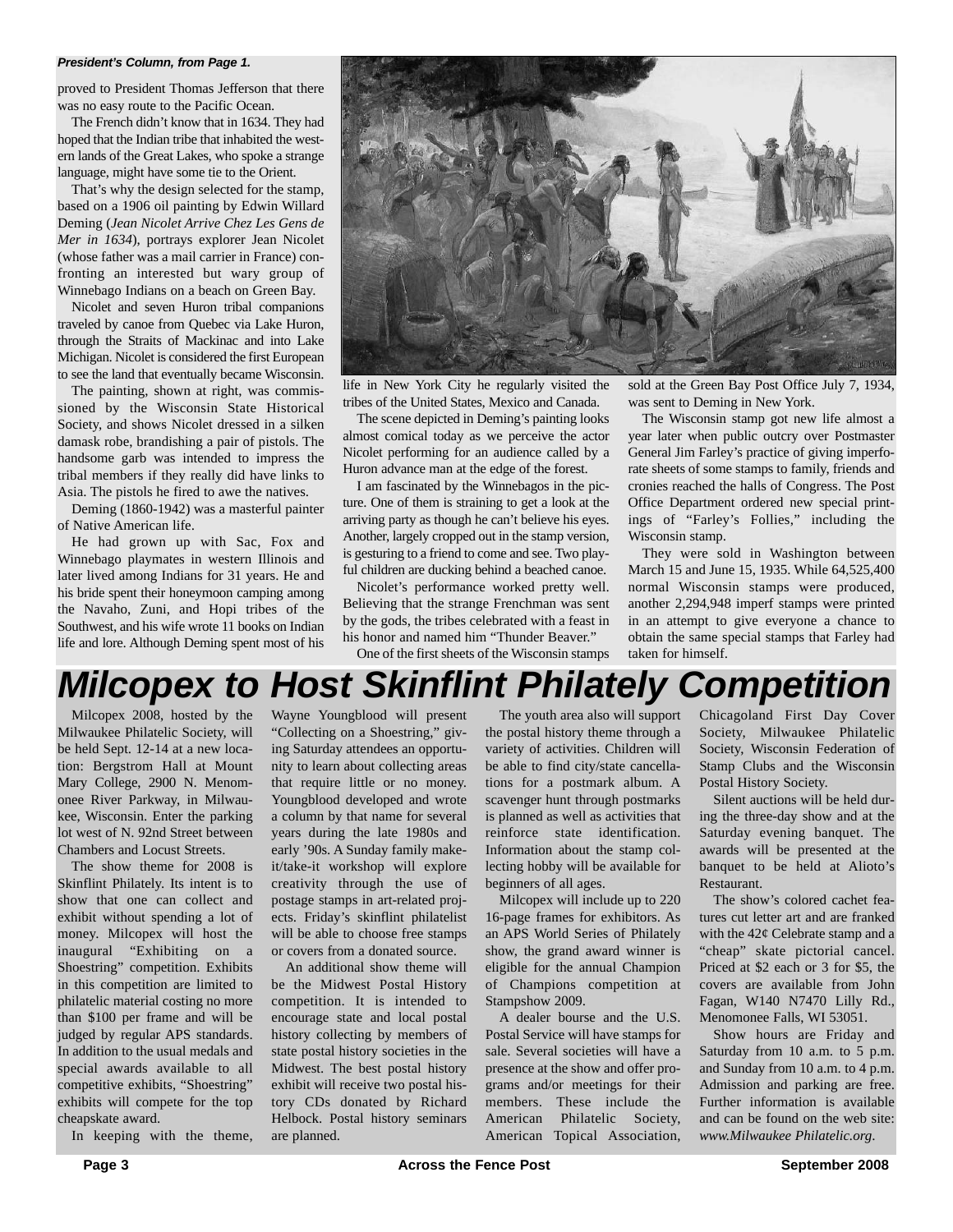*President's Column, from Page 1.*

proved to President Thomas Jefferson that there was no easy route to the Pacific Ocean.

The French didn't know that in 1634. They had hoped that the Indian tribe that inhabited the western lands of the Great Lakes, who spoke a strange language, might have some tie to the Orient.

That's why the design selected for the stamp, based on a 1906 oil painting by Edwin Willard Deming (*Jean Nicolet Arrive Chez Les Gens de Mer in 1634*), portrays explorer Jean Nicolet (whose father was a mail carrier in France) confronting an interested but wary group of Winnebago Indians on a beach on Green Bay.

Nicolet and seven Huron tribal companions traveled by canoe from Quebec via Lake Huron, through the Straits of Mackinac and into Lake Michigan. Nicolet is considered the first European to see the land that eventually became Wisconsin.

The painting, shown at right, was commissioned by the Wisconsin State Historical Society, and shows Nicolet dressed in a silken damask robe, brandishing a pair of pistols. The handsome garb was intended to impress the tribal members if they really did have links to Asia. The pistols he fired to awe the natives.

Deming (1860-1942) was a masterful painter of Native American life.

He had grown up with Sac, Fox and Winnebago playmates in western Illinois and later lived among Indians for 31 years. He and his bride spent their honeymoon camping among the Navaho, Zuni, and Hopi tribes of the Southwest, and his wife wrote 11 books on Indian life and lore. Although Deming spent most of his life in New York City he regularly visited the tribes of the United States, Mexico and Canada.

The scene depicted in Deming's painting looks almost comical today as we perceive the actor Nicolet performing for an audience called by a Huron advance man at the edge of the forest.

I am fascinated by the Winnebagos in the picture. One of them is straining to get a look at the arriving party as though he can't believe his eyes. Another, largely cropped out in the stamp version, is gesturing to a friend to come and see. Two playful children are ducking behind a beached canoe.

Nicolet's performance worked pretty well. Believing that the strange Frenchman was sent by the gods, the tribes celebrated with a feast in his honor and named him "Thunder Beaver."

One of the first sheets of the Wisconsin stamps sold at the Green Bay Post Office July 7, 1934, was sent to Deming in New York.

The Wisconsin stamp got new life almost a year later when public outcry over Postmaster General Jim Farley's practice of giving imperforate sheets of some stamps to family, friends and cronies reached the halls of Congress. The Post Office Department ordered new special printings of "Farley's Follies," including the Wisconsin stamp.

They were sold in Washington between March 15 and June 15, 1935. While 64,525,400 normal Wisconsin stamps were produced, another 2,294,948 imperf stamps were printed in an attempt to give everyone a chance to obtain the same special stamps that Farley had taken for himself.

# Milcopex to Host Skinflint Philately Competition

Milcopex 2008, hosted by the Milwaukee Philatelic Society, will be held Sept. 12-14 at a new location: Bergstrom Hall at Mount Mary College, 2900 N. Menomonee River Parkway, in Milwaukee, Wisconsin. Enter the parking lot west of N. 92nd Street between Chambers and Locust Streets.

The show theme for 2008 is Skinflint Philately. Its intent is to show that one can collect and exhibit without spending a lot of money. Milcopex will host the inaugural "Exhibiting on a Shoestring" competition. Exhibits in this competition are limited to philatelic material costing no more than $100 per frame and will be judged by regular APS standards. In addition to the usual medals and special awards available to all competitive exhibits, "Shoestring" exhibits will compete for the top cheapskate award.

In keeping with the theme, Wayne Youngblood will present "Collecting on a Shoestring," giving Saturday attendees an opportunity to learn about collecting areas that require little or no money. Youngblood developed and wrote a column by that name for several years during the late 1980s and early '90s. A Sunday family make-it/take-it workshop will explore creativity through the use of postage stamps in art-related projects. Friday's skinflint philatelist will be able to choose free stamps or covers from a donated source.

An additional show theme will be the Midwest Postal History competition. It is intended to encourage state and local postal history collecting by members of state postal history societies in the Midwest. The best postal history exhibit will receive two postal history CDs donated by Richard Helbock. Postal history seminars are planned.

The youth area also will support the postal history theme through a variety of activities. Children will be able to find city/state cancellations for a postmark album. A scavenger hunt through postmarks is planned as well as activities that reinforce state identification. Information about the stamp collecting hobby will be available for beginners of all ages.

Milcopex will include up to 220 16-page frames for exhibitors. As an APS World Series of Philately show, the grand award winner is eligible for the annual Champion of Champions competition at Stampshow 2009.

A dealer bourse and the U.S. Postal Service will have stamps for sale. Several societies will have a presence at the show and offer programs and/or meetings for their members. These include the American Philatelic Society, American Topical Association, Chicagoland First Day Cover Society, Milwaukee Philatelic Society, Wisconsin Federation of Stamp Clubs and the Wisconsin Postal History Society.

Silent auctions will be held during the three-day show and at the Saturday evening banquet. The awards will be presented at the banquet to be held at Alioto's Restaurant.

The show's colored cachet features cut letter art and are franked with the 42¢ Celebrate stamp and a "cheap" skate pictorial cancel. Priced at $2 each or 3 for $5, the covers are available from John Fagan, W140 N7470 Lilly Rd., Menomonee Falls, WI 53051.

Show hours are Friday and Saturday from 10 a.m. to 5 p.m. and Sunday from 10 a.m. to 4 p.m. Admission and parking are free. Further information is available and can be found on the web site: *www.Milwaukee Philatelic.org*.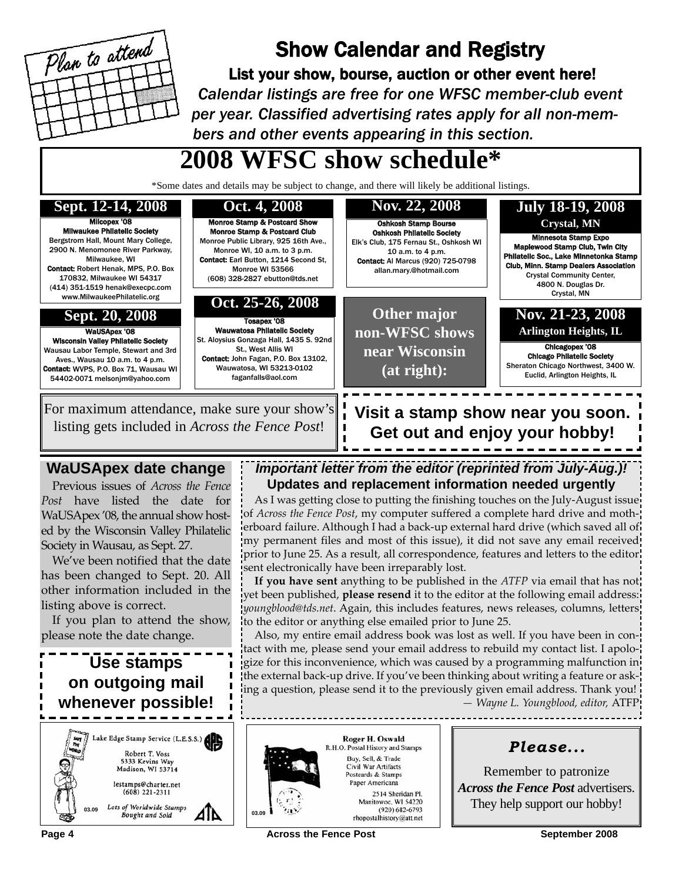# Show Calendar and Registry

**List your show, bourse, auction or other event here!**

*Calendar listings are free for one WFSC member-club event per year. Classified advertising rates apply for all non-members and other events appearing in this section.*

## 2008 WFSC show schedule*

*Some dates and details may be subject to change, and there will likely be additional listings.

### Sept. 12-14, 2008

**Milcopex '08**
**Milwaukee Philatelic Society**
Bergstrom Hall, Mount Mary College, 2900 N. Menomonee River Parkway, Milwaukee, WI
**Contact:** Robert Henak, MPS, P.O. Box 170832, Milwaukee WI 54317
(414) 351-1519 henak@execpc.com
www.MilwaukeePhilatelic.org

### Sept. 20, 2008

**WaUSApex '08**
**Wisconsin Valley Philatelic Society**
Wausau Labor Temple, Stewart and 3rd Aves., Wausau 10 a.m. to 4 p.m.
**Contact:** WVPS, P.O. Box 71, Wausau WI 54402-0071 melsonjm@yahoo.com

### Oct. 4, 2008

**Monroe Stamp & Postcard Show**
**Monroe Stamp & Postcard Club**
Monroe Public Library, 925 16th Ave., Monroe WI, 10 a.m. to 3 p.m.
**Contact:** Earl Button, 1214 Second St, Monroe WI 53566
(608) 328-2827 ebutton@tds.net

### Oct. 25-26, 2008

**Tosapex '08**
**Wauwatosa Philatelic Society**
St. Aloysius Gonzaga Hall, 1435 S. 92nd St., West Allis WI
**Contact:** John Fagan, P.O. Box 13102, Wauwatosa, WI 53213-0102
faganfalls@aol.com

### Nov. 22, 2008

**Oshkosh Stamp Bourse**
**Oshkosh Philatelic Society**
Elk's Club, 175 Fernau St., Oshkosh WI
10 a.m. to 4 p.m.
**Contact:** Al Marcus (920) 725-0798
allan.mary@hotmail.com

**Other major non-WFSC shows near Wisconsin (at right):**

### July 18-19, 2008
**Crystal, MN**

**Minnesota Stamp Expo**
**Maplewood Stamp Club, Twin City Philatelic Soc., Lake Minnetonka Stamp Club, Minn. Stamp Dealers Association**
Crystal Community Center, 4800 N. Douglas Dr.
Crystal, MN

### Nov. 21-23, 2008
**Arlington Heights, IL**

**Chicagopex '08**
**Chicago Philatelic Society**
Sheraton Chicago Northwest, 3400 W. Euclid, Arlington Heights, IL

For maximum attendance, make sure your show's listing gets included in *Across the Fence Post*!

**Visit a stamp show near you soon. Get out and enjoy your hobby!**

## WaUSApex date change

Previous issues of *Across the Fence Post* have listed the date for WaUSApex '08, the annual show hosted by the Wisconsin Valley Philatelic Society in Wausau, as Sept. 27.

We've been notified that the date has been changed to Sept. 20. All other information included in the listing above is correct.

If you plan to attend the show, please note the date change.

**Use stamps on outgoing mail whenever possible!**

## *Important letter from the editor (reprinted from July-Aug.)!*

**Updates and replacement information needed urgently**

As I was getting close to putting the finishing touches on the July-August issue of *Across the Fence Post*, my computer suffered a complete hard drive and motherboard failure. Although I had a back-up external hard drive (which saved all of my permanent files and most of this issue), it did not save any email received prior to June 25. As a result, all correspondence, features and letters to the editor sent electronically have been irreparably lost.

**If you have sent** anything to be published in the *ATFP* via email that has not yet been published, **please resend** it to the editor at the following email address: *youngblood@tds.net*. Again, this includes features, news releases, columns, letters to the editor or anything else emailed prior to June 25.

Also, my entire email address book was lost as well. If you have been in contact with me, please send your email address to rebuild my contact list. I apologize for this inconvenience, which was caused by a programming malfunction in the external back-up drive. If you've been thinking about writing a feature or asking a question, please send it to the previously given email address. Thank you!

— *Wayne L. Youngblood, editor,* ATFP

Lake Edge Stamp Service (L.E.S.S.)
Robert T. Voss
5333 Kevins Way
Madison, WI 53714
lestamps@charter.net
(608) 221-2311
*Lots of Worldwide Stamps Bought and Sold*
03.09

Roger H. Oswald
R.H.O. Postal History and Stamps
Buy, Sell, & Trade
Civil War Artifacts
Postcards & Stamps
Paper Americana
2514 Sheridan Pl.
Manitowoc, WI 54220
(920) 682-6793
rhopostalhistory@att.net
03.09

***Please...***

Remember to patronize ***Across the Fence Post*** advertisers. They help support our hobby!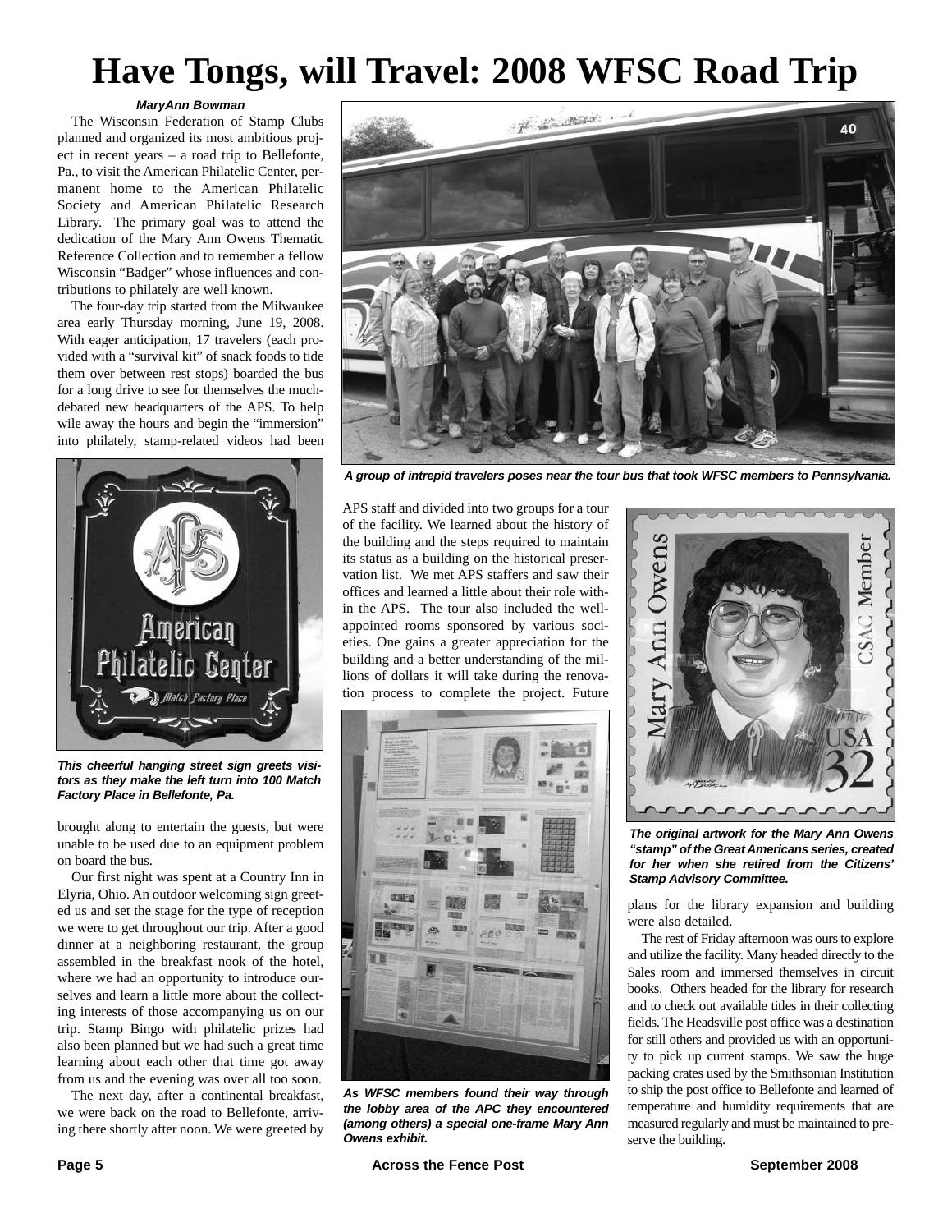# Have Tongs, will Travel: 2008 WFSC Road Trip

***MaryAnn Bowman***

The Wisconsin Federation of Stamp Clubs planned and organized its most ambitious project in recent years – a road trip to Bellefonte, Pa., to visit the American Philatelic Center, permanent home to the American Philatelic Society and American Philatelic Research Library. The primary goal was to attend the dedication of the Mary Ann Owens Thematic Reference Collection and to remember a fellow Wisconsin "Badger" whose influences and contributions to philately are well known.

The four-day trip started from the Milwaukee area early Thursday morning, June 19, 2008. With eager anticipation, 17 travelers (each provided with a "survival kit" of snack foods to tide them over between rest stops) boarded the bus for a long drive to see for themselves the much-debated new headquarters of the APS. To help wile away the hours and begin the "immersion" into philately, stamp-related videos had been brought along to entertain the guests, but were unable to be used due to an equipment problem on board the bus.

*A group of intrepid travelers poses near the tour bus that took WFSC members to Pennsylvania.*

*This cheerful hanging street sign greets visitors as they make the left turn into 100 Match Factory Place in Bellefonte, Pa.*

Our first night was spent at a Country Inn in Elyria, Ohio. An outdoor welcoming sign greeted us and set the stage for the type of reception we were to get throughout our trip. After a good dinner at a neighboring restaurant, the group assembled in the breakfast nook of the hotel, where we had an opportunity to introduce ourselves and learn a little more about the collecting interests of those accompanying us on our trip. Stamp Bingo with philatelic prizes had also been planned but we had such a great time learning about each other that time got away from us and the evening was over all too soon.

The next day, after a continental breakfast, we were back on the road to Bellefonte, arriving there shortly after noon. We were greeted by APS staff and divided into two groups for a tour of the facility. We learned about the history of the building and the steps required to maintain its status as a building on the historical preservation list. We met APS staffers and saw their offices and learned a little about their role within the APS. The tour also included the well-appointed rooms sponsored by various societies. One gains a greater appreciation for the building and a better understanding of the millions of dollars it will take during the renovation process to complete the project. Future plans for the library expansion and building were also detailed.

*As WFSC members found their way through the lobby area of the APC they encountered (among others) a special one-frame Mary Ann Owens exhibit.*

*The original artwork for the Mary Ann Owens "stamp" of the Great Americans series, created for her when she retired from the Citizens' Stamp Advisory Committee.*

The rest of Friday afternoon was ours to explore and utilize the facility. Many headed directly to the Sales room and immersed themselves in circuit books. Others headed for the library for research and to check out available titles in their collecting fields. The Headsville post office was a destination for still others and provided us with an opportunity to pick up current stamps. We saw the huge packing crates used by the Smithsonian Institution to ship the post office to Bellefonte and learned of temperature and humidity requirements that are measured regularly and must be maintained to preserve the building.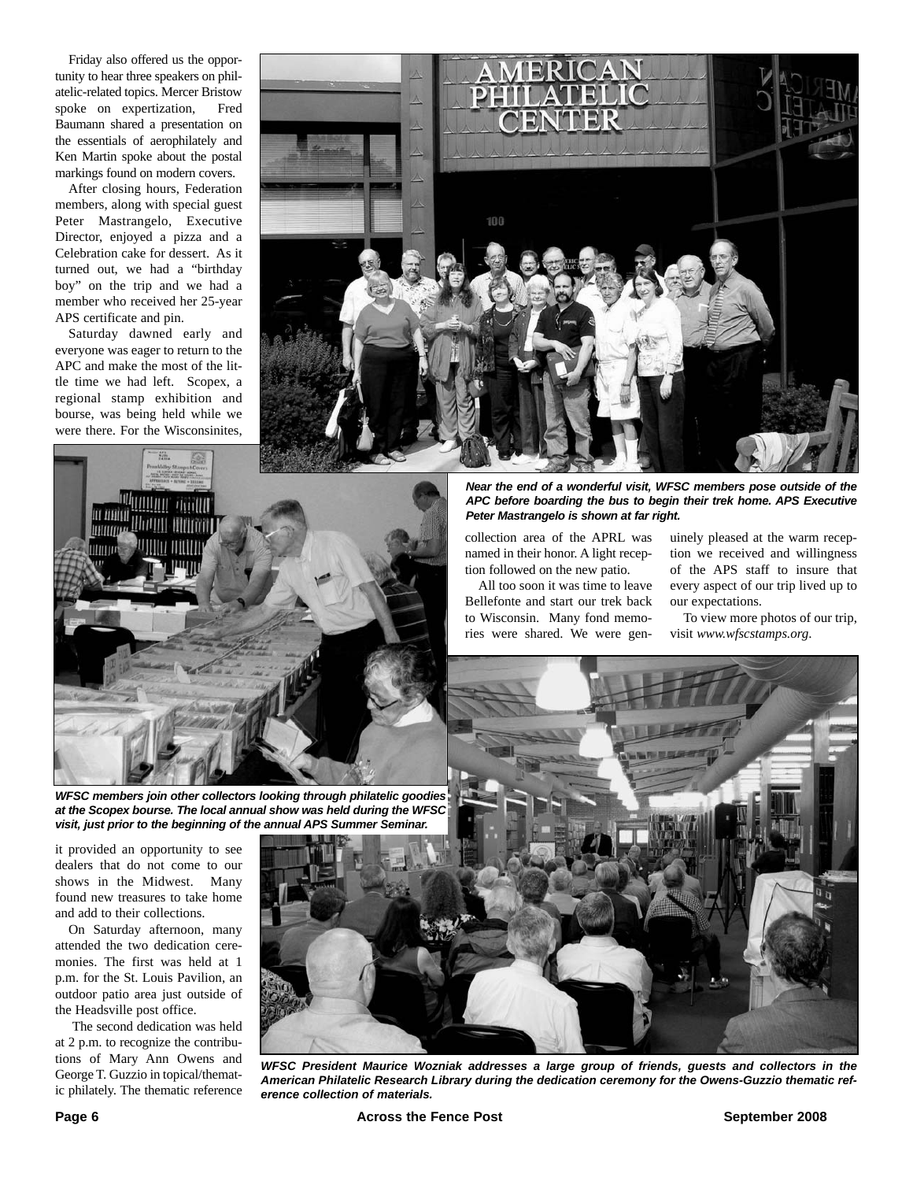Friday also offered us the opportunity to hear three speakers on philatelic-related topics. Mercer Bristow spoke on expertization, Fred Baumann shared a presentation on the essentials of aerophilately and Ken Martin spoke about the postal markings found on modern covers.

After closing hours, Federation members, along with special guest Peter Mastrangelo, Executive Director, enjoyed a pizza and a Celebration cake for dessert. As it turned out, we had a "birthday boy" on the trip and we had a member who received her 25-year APS certificate and pin.

Saturday dawned early and everyone was eager to return to the APC and make the most of the little time we had left. Scopex, a regional stamp exhibition and bourse, was being held while we were there. For the Wisconsinites, it provided an opportunity to see dealers that do not come to our shows in the Midwest. Many found new treasures to take home and add to their collections.

On Saturday afternoon, many attended the two dedication ceremonies. The first was held at 1 p.m. for the St. Louis Pavilion, an outdoor patio area just outside of the Headsville post office.

The second dedication was held at 2 p.m. to recognize the contributions of Mary Ann Owens and George T. Guzzio in topical/thematic philately. The thematic reference collection area of the APRL was named in their honor. A light reception followed on the new patio.

All too soon it was time to leave Bellefonte and start our trek back to Wisconsin. Many fond memories were shared. We were genuinely pleased at the warm reception we received and willingness of the APS staff to insure that every aspect of our trip lived up to our expectations.

To view more photos of our trip, visit *www.wfscstamps.org*.

***Near the end of a wonderful visit, WFSC members pose outside of the APC before boarding the bus to begin their trek home. APS Executive Peter Mastrangelo is shown at far right.***

***WFSC members join other collectors looking through philatelic goodies at the Scopex bourse. The local annual show was held during the WFSC visit, just prior to the beginning of the annual APS Summer Seminar.***

***WFSC President Maurice Wozniak addresses a large group of friends, guests and collectors in the American Philatelic Research Library during the dedication ceremony for the Owens-Guzzio thematic reference collection of materials.***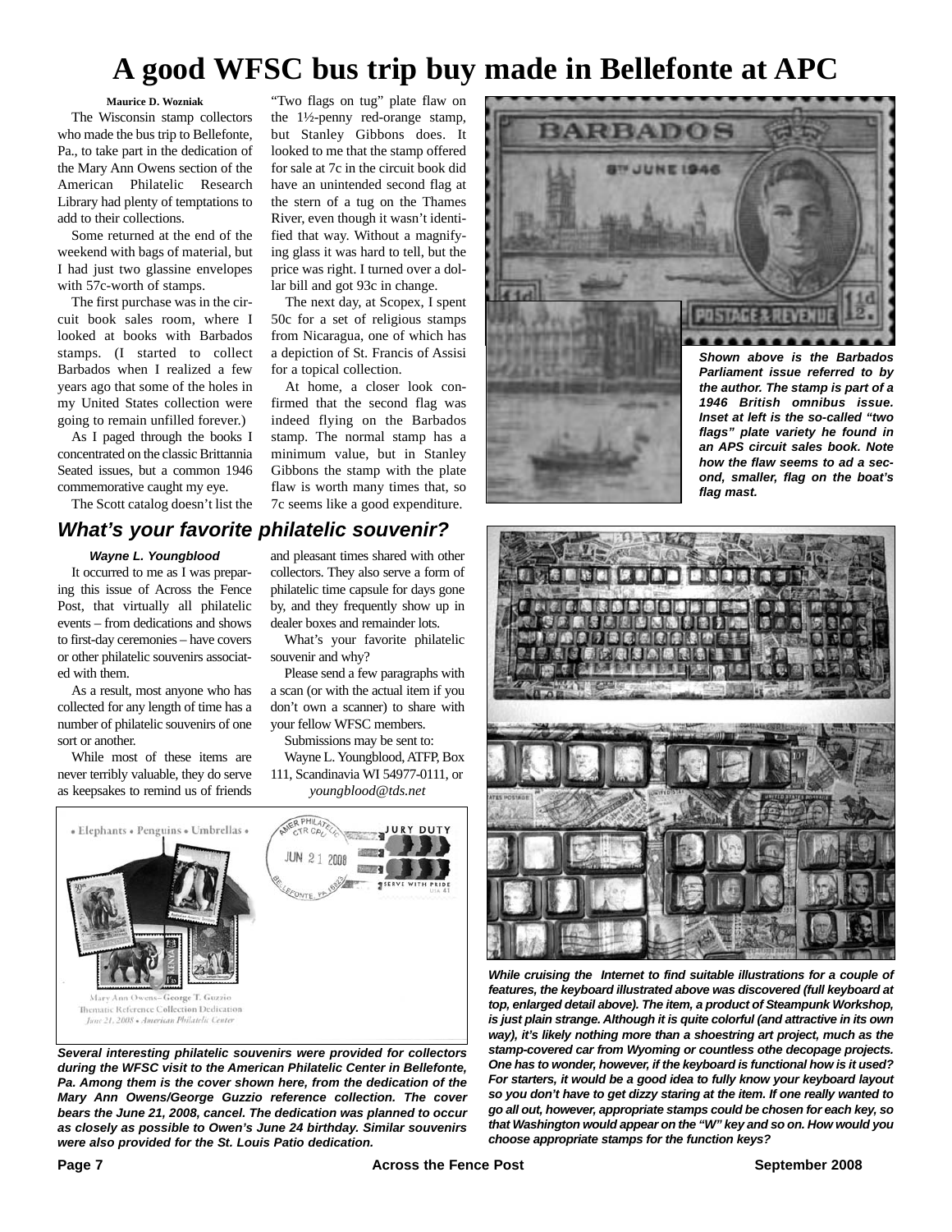# A good WFSC bus trip buy made in Bellefonte at APC

**Maurice D. Wozniak**

The Wisconsin stamp collectors who made the bus trip to Bellefonte, Pa., to take part in the dedication of the Mary Ann Owens section of the American Philatelic Research Library had plenty of temptations to add to their collections.

Some returned at the end of the weekend with bags of material, but I had just two glassine envelopes with 57c-worth of stamps.

The first purchase was in the circuit book sales room, where I looked at books with Barbados stamps. (I started to collect Barbados when I realized a few years ago that some of the holes in my United States collection were going to remain unfilled forever.)

As I paged through the books I concentrated on the classic Brittannia Seated issues, but a common 1946 commemorative caught my eye.

The Scott catalog doesn't list the "Two flags on tug" plate flaw on the 1½-penny red-orange stamp, but Stanley Gibbons does. It looked to me that the stamp offered for sale at 7c in the circuit book did have an unintended second flag at the stern of a tug on the Thames River, even though it wasn't identified that way. Without a magnifying glass it was hard to tell, but the price was right. I turned over a dollar bill and got 93c in change.

The next day, at Scopex, I spent 50c for a set of religious stamps from Nicaragua, one of which has a depiction of St. Francis of Assisi for a topical collection.

At home, a closer look confirmed that the second flag was indeed flying on the Barbados stamp. The normal stamp has a minimum value, but in Stanley Gibbons the stamp with the plate flaw is worth many times that, so 7c seems like a good expenditure.

*Shown above is the Barbados Parliament issue referred to by the author. The stamp is part of a 1946 British omnibus issue. Inset at left is the so-called "two flags" plate variety he found in an APS circuit sales book. Note how the flaw seems to ad a second, smaller, flag on the boat's flag mast.*

## What's your favorite philatelic souvenir?

***Wayne L. Youngblood***

It occurred to me as I was preparing this issue of Across the Fence Post, that virtually all philatelic events – from dedications and shows to first-day ceremonies – have covers or other philatelic souvenirs associated with them.

As a result, most anyone who has collected for any length of time has a number of philatelic souvenirs of one sort or another.

While most of these items are never terribly valuable, they do serve as keepsakes to remind us of friends and pleasant times shared with other collectors. They also serve a form of philatelic time capsule for days gone by, and they frequently show up in dealer boxes and remainder lots.

What's your favorite philatelic souvenir and why?

Please send a few paragraphs with a scan (or with the actual item if you don't own a scanner) to share with your fellow WFSC members.

Submissions may be sent to:

Wayne L. Youngblood, ATFP, Box 111, Scandinavia WI 54977-0111, or *youngblood@tds.net*

*Several interesting philatelic souvenirs were provided for collectors during the WFSC visit to the American Philatelic Center in Bellefonte, Pa. Among them is the cover shown here, from the dedication of the Mary Ann Owens/George Guzzio reference collection. The cover bears the June 21, 2008, cancel. The dedication was planned to occur as closely as possible to Owen's June 24 birthday. Similar souvenirs were also provided for the St. Louis Patio dedication.*

*While cruising the Internet to find suitable illustrations for a couple of features, the keyboard illustrated above was discovered (full keyboard at top, enlarged detail above). The item, a product of Steampunk Workshop, is just plain strange. Although it is quite colorful (and attractive in its own way), it's likely nothing more than a shoestring art project, much as the stamp-covered car from Wyoming or countless othe decopage projects. One has to wonder, however, if the keyboard is functional how is it used? For starters, it would be a good idea to fully know your keyboard layout so you don't have to get dizzy staring at the item. If one really wanted to go all out, however, appropriate stamps could be chosen for each key, so that Washington would appear on the "W" key and so on. How would you choose appropriate stamps for the function keys?*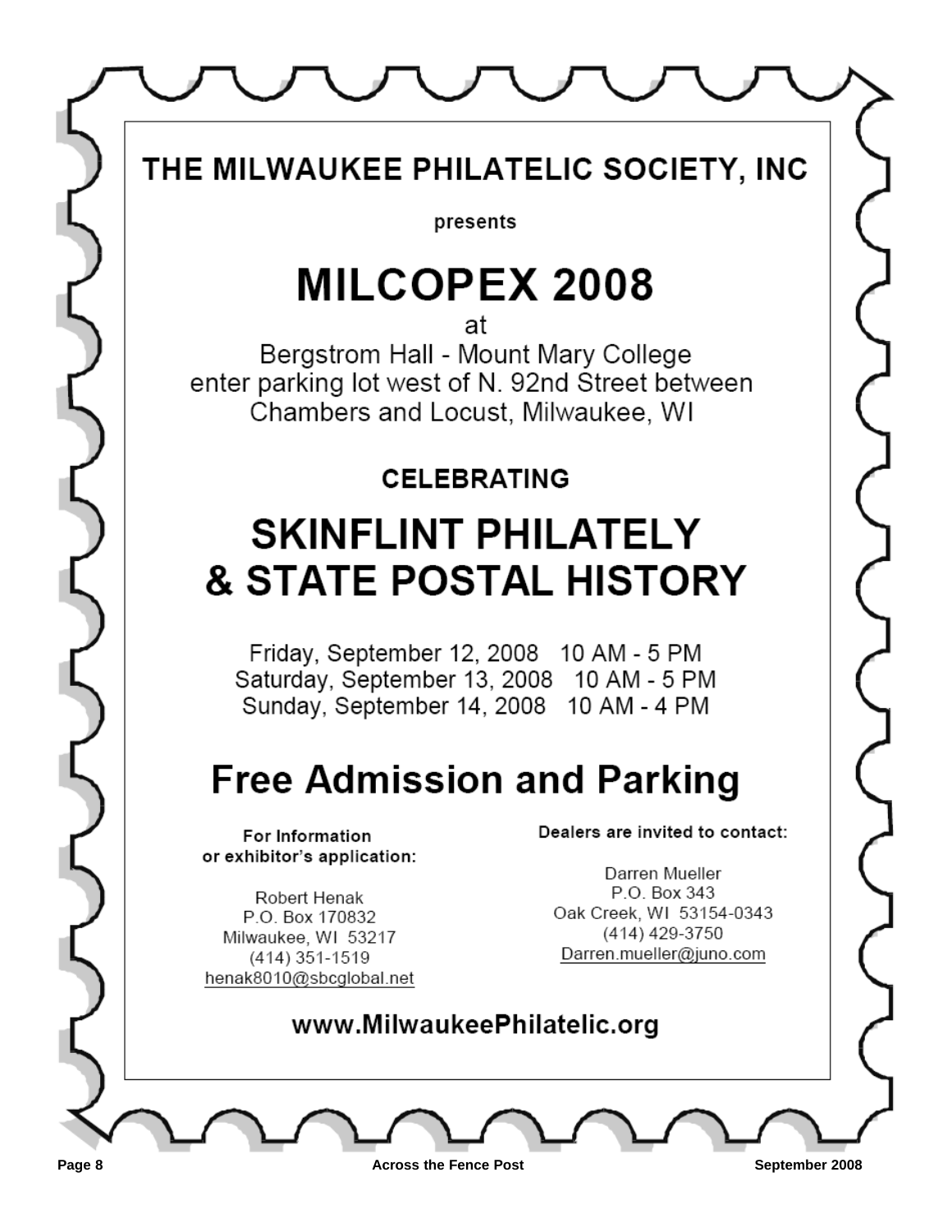# THE MILWAUKEE PHILATELIC SOCIETY, INC

**presents**

# MILCOPEX 2008

at

Bergstrom Hall - Mount Mary College
enter parking lot west of N. 92nd Street between
Chambers and Locust, Milwaukee, WI

**CELEBRATING**

# SKINFLINT PHILATELY & STATE POSTAL HISTORY

Friday, September 12, 2008 10 AM - 5 PM
Saturday, September 13, 2008 10 AM - 5 PM
Sunday, September 14, 2008 10 AM - 4 PM

## Free Admission and Parking

**For Information or exhibitor's application:**

Robert Henak
P.O. Box 170832
Milwaukee, WI 53217
(414) 351-1519
henak8010@sbcglobal.net

**Dealers are invited to contact:**

Darren Mueller
P.O. Box 343
Oak Creek, WI 53154-0343
(414) 429-3750
Darren.mueller@juno.com

**www.MilwaukeePhilatelic.org**